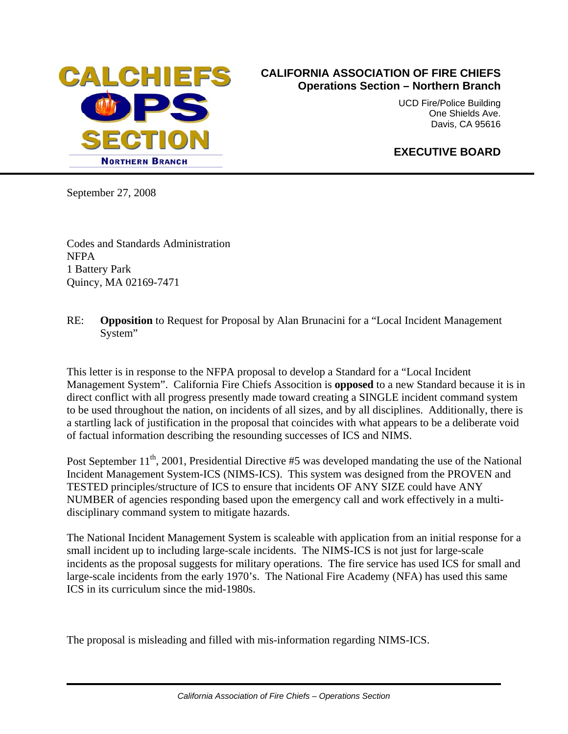**CALCHIEFS OPS SECTION**
**NORTHERN BRANCH**

**CALIFORNIA ASSOCIATION OF FIRE CHIEFS**
**Operations Section – Northern Branch**

UCD Fire/Police Building
One Shields Ave.
Davis, CA 95616

**EXECUTIVE BOARD**

September 27, 2008

Codes and Standards Administration
NFPA
1 Battery Park
Quincy, MA 02169-7471

RE: **Opposition** to Request for Proposal by Alan Brunacini for a "Local Incident Management System"

This letter is in response to the NFPA proposal to develop a Standard for a "Local Incident Management System". California Fire Chiefs Association is **opposed** to a new Standard because it is in direct conflict with all progress presently made toward creating a SINGLE incident command system to be used throughout the nation, on incidents of all sizes, and by all disciplines. Additionally, there is a startling lack of justification in the proposal that coincides with what appears to be a deliberate void of factual information describing the resounding successes of ICS and NIMS.

Post September 11th, 2001, Presidential Directive #5 was developed mandating the use of the National Incident Management System-ICS (NIMS-ICS). This system was designed from the PROVEN and TESTED principles/structure of ICS to ensure that incidents OF ANY SIZE could have ANY NUMBER of agencies responding based upon the emergency call and work effectively in a multi-disciplinary command system to mitigate hazards.

The National Incident Management System is scaleable with application from an initial response for a small incident up to including large-scale incidents. The NIMS-ICS is not just for large-scale incidents as the proposal suggests for military operations. The fire service has used ICS for small and large-scale incidents from the early 1970's. The National Fire Academy (NFA) has used this same ICS in its curriculum since the mid-1980s.

The proposal is misleading and filled with mis-information regarding NIMS-ICS.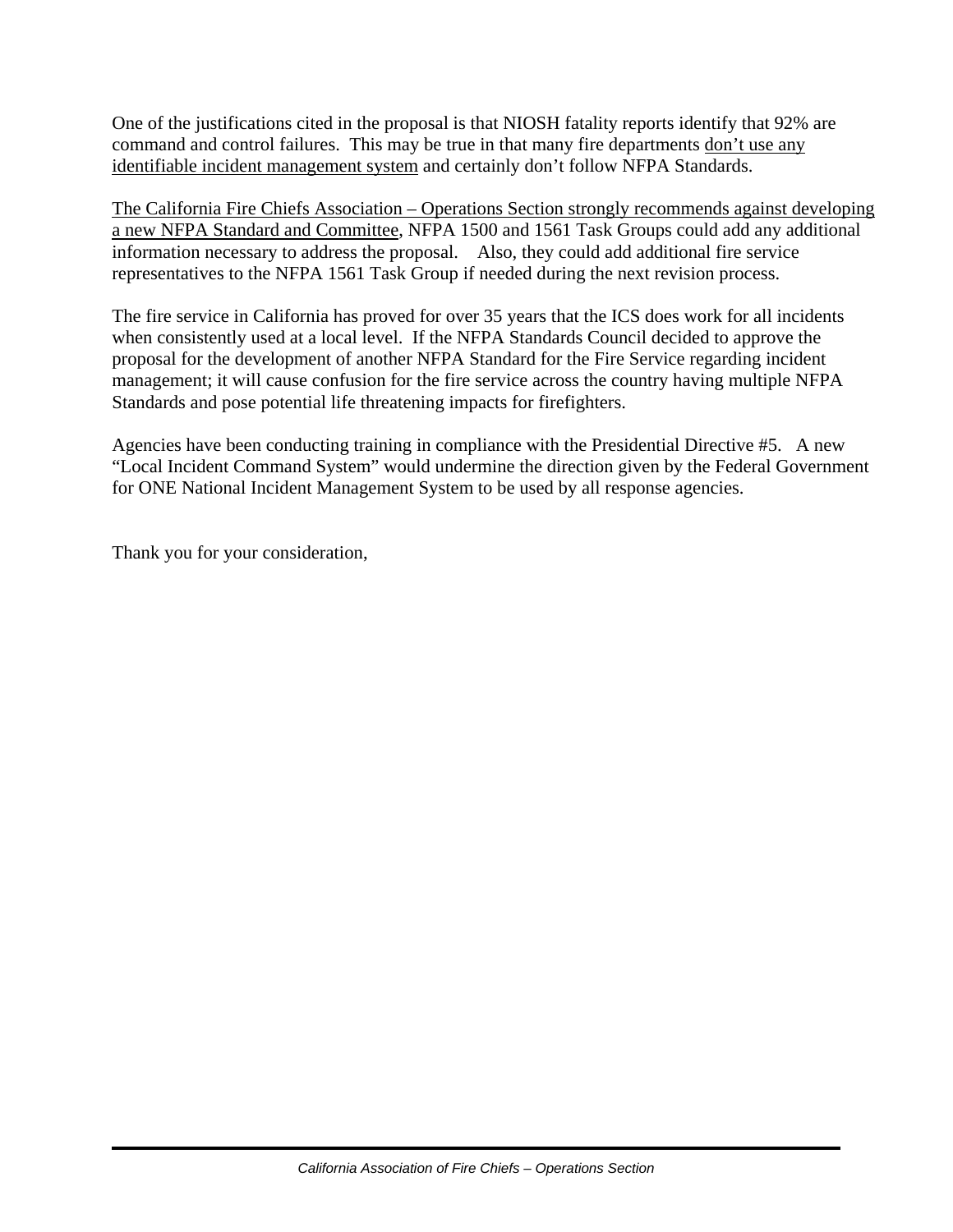One of the justifications cited in the proposal is that NIOSH fatality reports identify that 92% are command and control failures. This may be true in that many fire departments <u>don't use any identifiable incident management system</u> and certainly don't follow NFPA Standards.

<u>The California Fire Chiefs Association – Operations Section strongly recommends against developing a new NFPA Standard and Committee</u>, NFPA 1500 and 1561 Task Groups could add any additional information necessary to address the proposal. Also, they could add additional fire service representatives to the NFPA 1561 Task Group if needed during the next revision process.

The fire service in California has proved for over 35 years that the ICS does work for all incidents when consistently used at a local level. If the NFPA Standards Council decided to approve the proposal for the development of another NFPA Standard for the Fire Service regarding incident management; it will cause confusion for the fire service across the country having multiple NFPA Standards and pose potential life threatening impacts for firefighters.

Agencies have been conducting training in compliance with the Presidential Directive #5. A new "Local Incident Command System" would undermine the direction given by the Federal Government for ONE National Incident Management System to be used by all response agencies.

Thank you for your consideration,